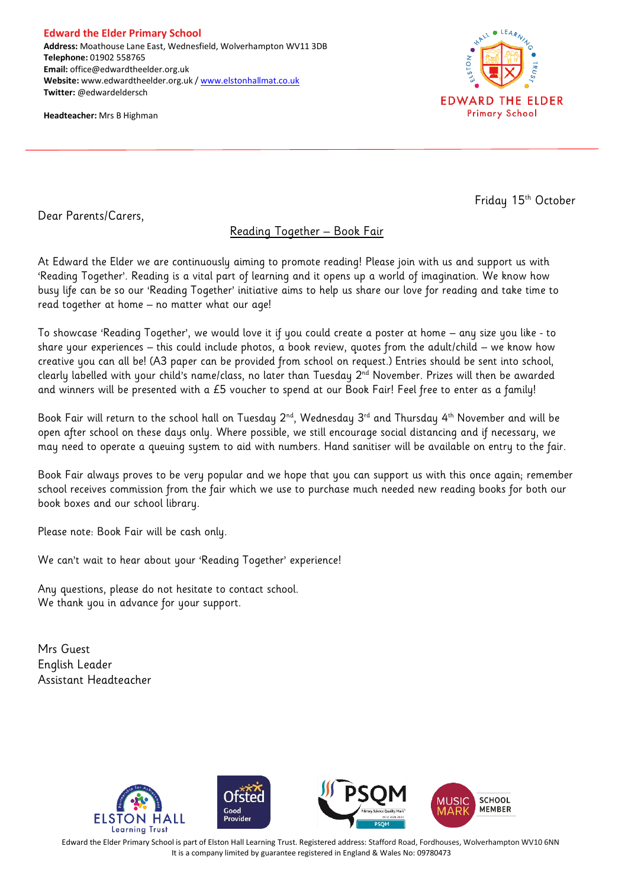**Edward the Elder Primary School**
**Address:** Moathouse Lane East, Wednesfield, Wolverhampton WV11 3DB
**Telephone:** 01902 558765
**Email:** office@edwardtheelder.org.uk
**Website:** www.edwardtheelder.org.uk / www.elstonhallmat.co.uk
**Twitter:** @edwardeldersch

**Headteacher:** Mrs B Highman

Friday 15th October

Dear Parents/Carers,

## Reading Together – Book Fair

At Edward the Elder we are continuously aiming to promote reading! Please join with us and support us with 'Reading Together'. Reading is a vital part of learning and it opens up a world of imagination. We know how busy life can be so our 'Reading Together' initiative aims to help us share our love for reading and take time to read together at home – no matter what our age!

To showcase 'Reading Together', we would love it if you could create a poster at home – any size you like - to share your experiences – this could include photos, a book review, quotes from the adult/child – we know how creative you can all be! (A3 paper can be provided from school on request.) Entries should be sent into school, clearly labelled with your child's name/class, no later than Tuesday 2nd November. Prizes will then be awarded and winners will be presented with a £5 voucher to spend at our Book Fair! Feel free to enter as a family!

Book Fair will return to the school hall on Tuesday 2nd, Wednesday 3rd and Thursday 4th November and will be open after school on these days only. Where possible, we still encourage social distancing and if necessary, we may need to operate a queuing system to aid with numbers. Hand sanitiser will be available on entry to the fair.

Book Fair always proves to be very popular and we hope that you can support us with this once again; remember school receives commission from the fair which we use to purchase much needed new reading books for both our book boxes and our school library.

Please note: Book Fair will be cash only.

We can't wait to hear about your 'Reading Together' experience!

Any questions, please do not hesitate to contact school.
We thank you in advance for your support.

Mrs Guest
English Leader
Assistant Headteacher

Edward the Elder Primary School is part of Elston Hall Learning Trust. Registered address: Stafford Road, Fordhouses, Wolverhampton WV10 6NN
It is a company limited by guarantee registered in England & Wales No: 09780473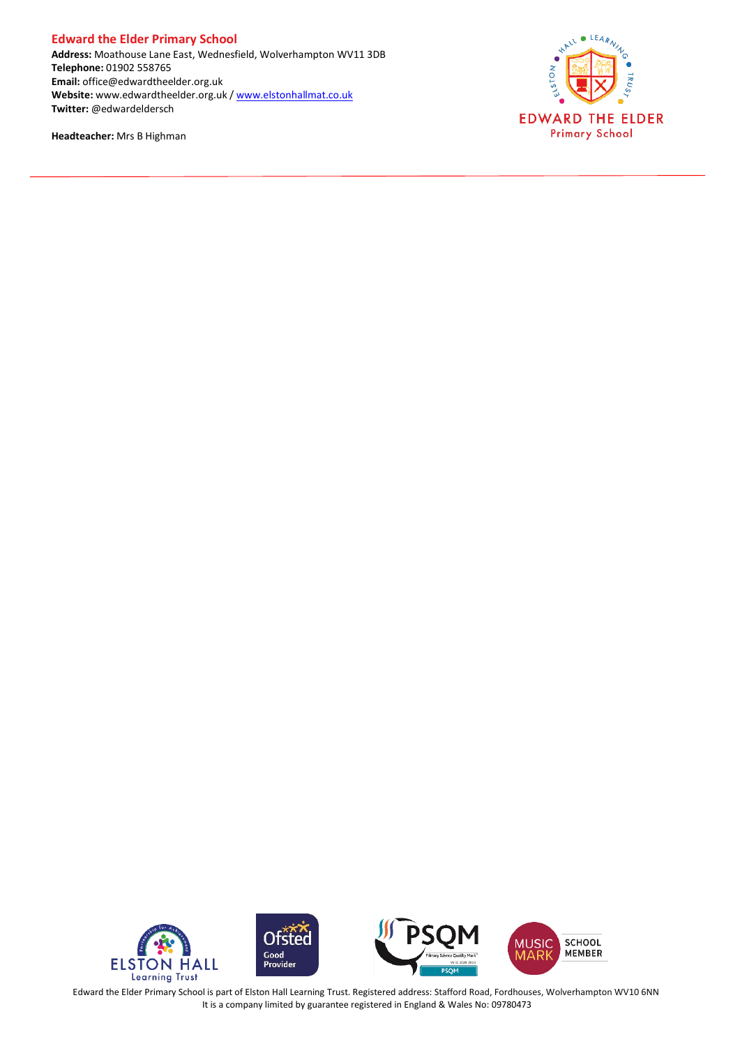**Edward the Elder Primary School**

**Address:** Moathouse Lane East, Wednesfield, Wolverhampton WV11 3DB
**Telephone:** 01902 558765
**Email:** office@edwardtheelder.org.uk
**Website:** www.edwardtheelder.org.uk / www.elstonhallmat.co.uk
**Twitter:** @edwardeldersch

**Headteacher:** Mrs B Highman

Edward the Elder Primary School is part of Elston Hall Learning Trust. Registered address: Stafford Road, Fordhouses, Wolverhampton WV10 6NN
It is a company limited by guarantee registered in England & Wales No: 09780473